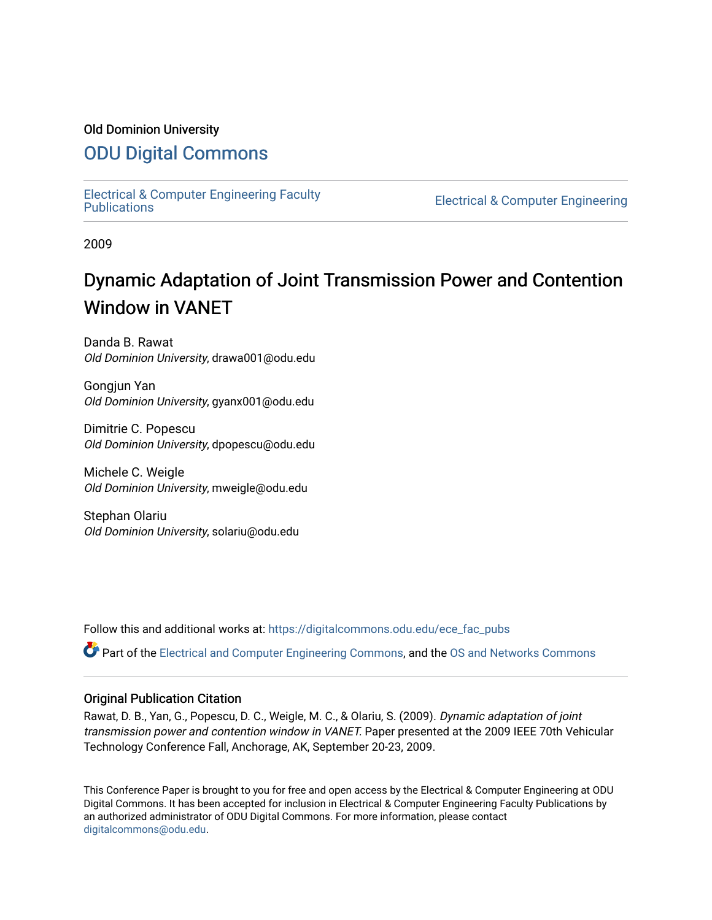Old Dominion University

## ODU Digital Commons

Electrical & Computer Engineering Faculty Publications

Electrical & Computer Engineering

2009

# Dynamic Adaptation of Joint Transmission Power and Contention Window in VANET

Danda B. Rawat
*Old Dominion University*, drawa001@odu.edu

Gongjun Yan
*Old Dominion University*, gyanx001@odu.edu

Dimitrie C. Popescu
*Old Dominion University*, dpopescu@odu.edu

Michele C. Weigle
*Old Dominion University*, mweigle@odu.edu

Stephan Olariu
*Old Dominion University*, solariu@odu.edu

Follow this and additional works at: https://digitalcommons.odu.edu/ece_fac_pubs

Part of the Electrical and Computer Engineering Commons, and the OS and Networks Commons

### Original Publication Citation

Rawat, D. B., Yan, G., Popescu, D. C., Weigle, M. C., & Olariu, S. (2009). *Dynamic adaptation of joint transmission power and contention window in VANET.* Paper presented at the 2009 IEEE 70th Vehicular Technology Conference Fall, Anchorage, AK, September 20-23, 2009.

This Conference Paper is brought to you for free and open access by the Electrical & Computer Engineering at ODU Digital Commons. It has been accepted for inclusion in Electrical & Computer Engineering Faculty Publications by an authorized administrator of ODU Digital Commons. For more information, please contact digitalcommons@odu.edu.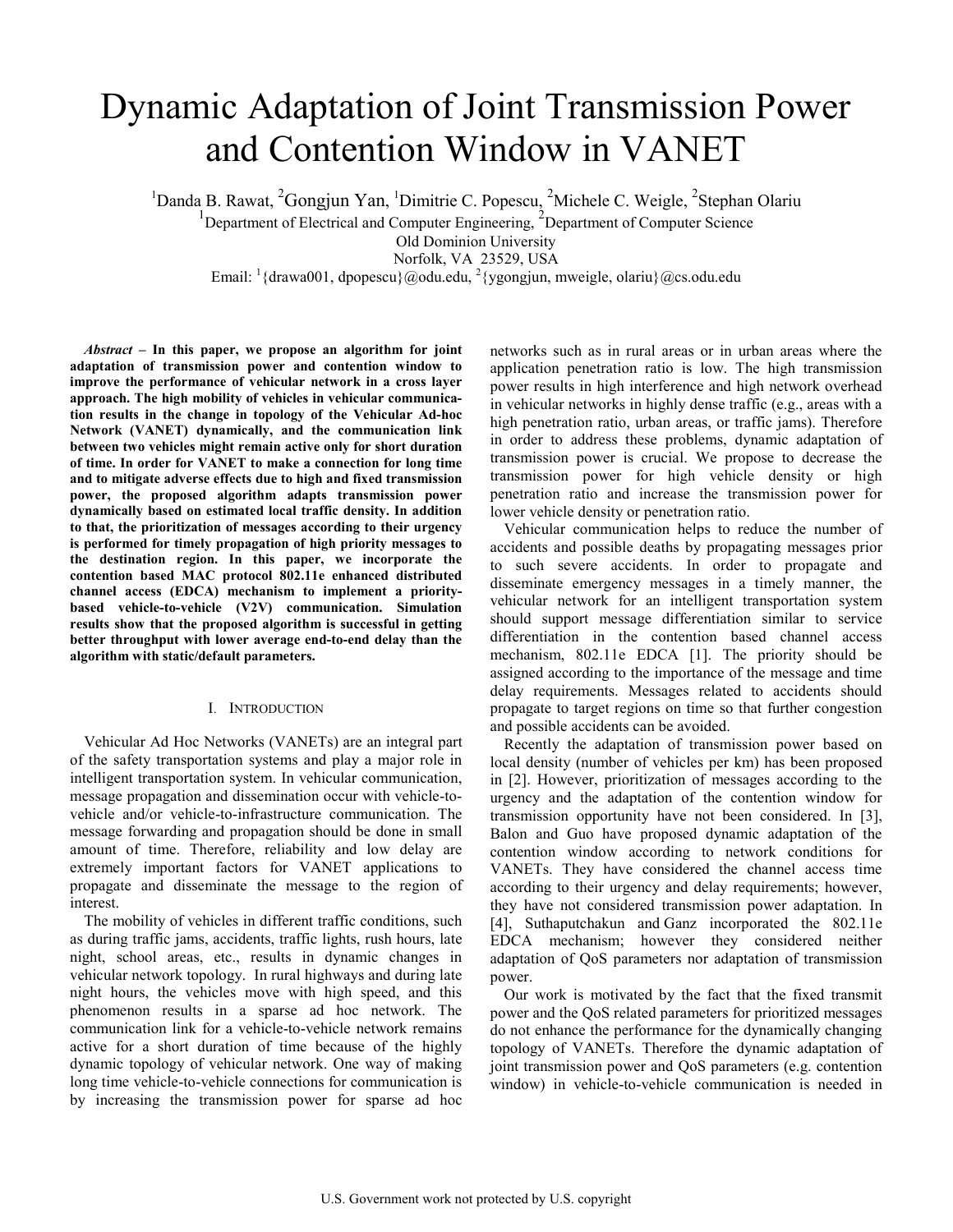# Dynamic Adaptation of Joint Transmission Power and Contention Window in VANET

[1]Danda B. Rawat, [2]Gongjun Yan, [1]Dimitrie C. Popescu, [2]Michele C. Weigle, [2]Stephan Olariu

[1]Department of Electrical and Computer Engineering, [2]Department of Computer Science

Old Dominion University

Norfolk, VA 23529, USA

Email: [1]{drawa001, dpopescu}@odu.edu, [2]{ygongjun, mweigle, olariu}@cs.odu.edu

***Abstract* – In this paper, we propose an algorithm for joint adaptation of transmission power and contention window to improve the performance of vehicular network in a cross layer approach. The high mobility of vehicles in vehicular communication results in the change in topology of the Vehicular Ad-hoc Network (VANET) dynamically, and the communication link between two vehicles might remain active only for short duration of time. In order for VANET to make a connection for long time and to mitigate adverse effects due to high and fixed transmission power, the proposed algorithm adapts transmission power dynamically based on estimated local traffic density. In addition to that, the prioritization of messages according to their urgency is performed for timely propagation of high priority messages to the destination region. In this paper, we incorporate the contention based MAC protocol 802.11e enhanced distributed channel access (EDCA) mechanism to implement a priority-based vehicle-to-vehicle (V2V) communication. Simulation results show that the proposed algorithm is successful in getting better throughput with lower average end-to-end delay than the algorithm with static/default parameters.**

## I. Introduction

Vehicular Ad Hoc Networks (VANETs) are an integral part of the safety transportation systems and play a major role in intelligent transportation system. In vehicular communication, message propagation and dissemination occur with vehicle-to-vehicle and/or vehicle-to-infrastructure communication. The message forwarding and propagation should be done in small amount of time. Therefore, reliability and low delay are extremely important factors for VANET applications to propagate and disseminate the message to the region of interest.

The mobility of vehicles in different traffic conditions, such as during traffic jams, accidents, traffic lights, rush hours, late night, school areas, etc., results in dynamic changes in vehicular network topology. In rural highways and during late night hours, the vehicles move with high speed, and this phenomenon results in a sparse ad hoc network. The communication link for a vehicle-to-vehicle network remains active for a short duration of time because of the highly dynamic topology of vehicular network. One way of making long time vehicle-to-vehicle connections for communication is by increasing the transmission power for sparse ad hoc networks such as in rural areas or in urban areas where the application penetration ratio is low. The high transmission power results in high interference and high network overhead in vehicular networks in highly dense traffic (e.g., areas with a high penetration ratio, urban areas, or traffic jams). Therefore in order to address these problems, dynamic adaptation of transmission power is crucial. We propose to decrease the transmission power for high vehicle density or high penetration ratio and increase the transmission power for lower vehicle density or penetration ratio.

Vehicular communication helps to reduce the number of accidents and possible deaths by propagating messages prior to such severe accidents. In order to propagate and disseminate emergency messages in a timely manner, the vehicular network for an intelligent transportation system should support message differentiation similar to service differentiation in the contention based channel access mechanism, 802.11e EDCA [1]. The priority should be assigned according to the importance of the message and time delay requirements. Messages related to accidents should propagate to target regions on time so that further congestion and possible accidents can be avoided.

Recently the adaptation of transmission power based on local density (number of vehicles per km) has been proposed in [2]. However, prioritization of messages according to the urgency and the adaptation of the contention window for transmission opportunity have not been considered. In [3], Balon and Guo have proposed dynamic adaptation of the contention window according to network conditions for VANETs. They have considered the channel access time according to their urgency and delay requirements; however, they have not considered transmission power adaptation. In [4], Suthaputchakun and Ganz incorporated the 802.11e EDCA mechanism; however they considered neither adaptation of QoS parameters nor adaptation of transmission power.

Our work is motivated by the fact that the fixed transmit power and the QoS related parameters for prioritized messages do not enhance the performance for the dynamically changing topology of VANETs. Therefore the dynamic adaptation of joint transmission power and QoS parameters (e.g. contention window) in vehicle-to-vehicle communication is needed in

U.S. Government work not protected by U.S. copyright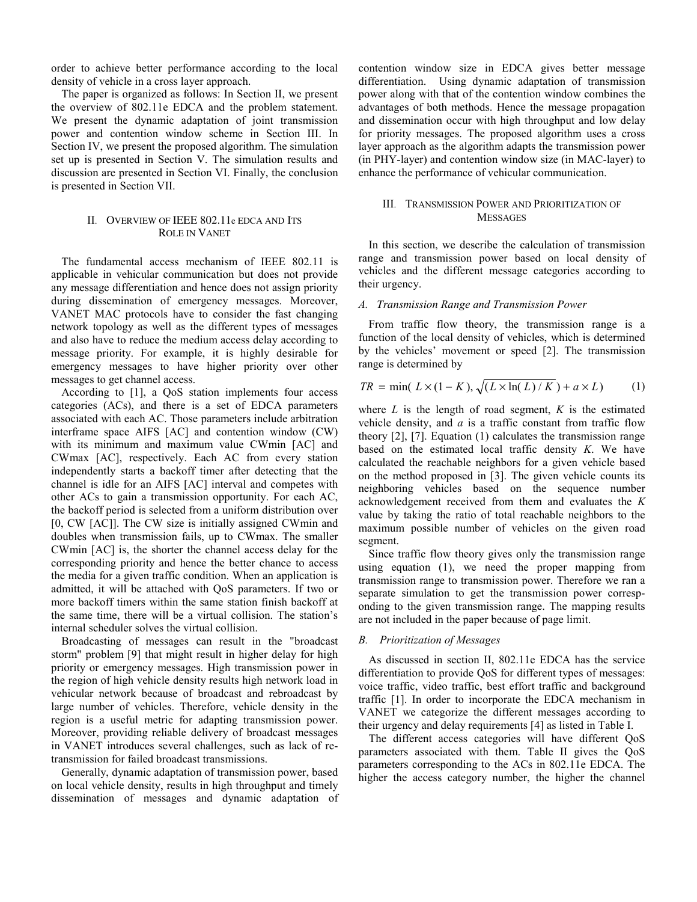order to achieve better performance according to the local density of vehicle in a cross layer approach.

The paper is organized as follows: In Section II, we present the overview of 802.11e EDCA and the problem statement. We present the dynamic adaptation of joint transmission power and contention window scheme in Section III. In Section IV, we present the proposed algorithm. The simulation set up is presented in Section V. The simulation results and discussion are presented in Section VI. Finally, the conclusion is presented in Section VII.

## II. Overview of IEEE 802.11e EDCA and Its Role in VANET

The fundamental access mechanism of IEEE 802.11 is applicable in vehicular communication but does not provide any message differentiation and hence does not assign priority during dissemination of emergency messages. Moreover, VANET MAC protocols have to consider the fast changing network topology as well as the different types of messages and also have to reduce the medium access delay according to message priority. For example, it is highly desirable for emergency messages to have higher priority over other messages to get channel access.

According to [1], a QoS station implements four access categories (ACs), and there is a set of EDCA parameters associated with each AC. Those parameters include arbitration interframe space AIFS [AC] and contention window (CW) with its minimum and maximum value CWmin [AC] and CWmax [AC], respectively. Each AC from every station independently starts a backoff timer after detecting that the channel is idle for an AIFS [AC] interval and competes with other ACs to gain a transmission opportunity. For each AC, the backoff period is selected from a uniform distribution over [0, CW [AC]]. The CW size is initially assigned CWmin and doubles when transmission fails, up to CWmax. The smaller CWmin [AC] is, the shorter the channel access delay for the corresponding priority and hence the better chance to access the media for a given traffic condition. When an application is admitted, it will be attached with QoS parameters. If two or more backoff timers within the same station finish backoff at the same time, there will be a virtual collision. The station's internal scheduler solves the virtual collision.

Broadcasting of messages can result in the "broadcast storm" problem [9] that might result in higher delay for high priority or emergency messages. High transmission power in the region of high vehicle density results high network load in vehicular network because of broadcast and rebroadcast by large number of vehicles. Therefore, vehicle density in the region is a useful metric for adapting transmission power. Moreover, providing reliable delivery of broadcast messages in VANET introduces several challenges, such as lack of re-transmission for failed broadcast transmissions.

Generally, dynamic adaptation of transmission power, based on local vehicle density, results in high throughput and timely dissemination of messages and dynamic adaptation of contention window size in EDCA gives better message differentiation. Using dynamic adaptation of transmission power along with that of the contention window combines the advantages of both methods. Hence the message propagation and dissemination occur with high throughput and low delay for priority messages. The proposed algorithm uses a cross layer approach as the algorithm adapts the transmission power (in PHY-layer) and contention window size (in MAC-layer) to enhance the performance of vehicular communication.

## III. Transmission Power and Prioritization of Messages

In this section, we describe the calculation of transmission range and transmission power based on local density of vehicles and the different message categories according to their urgency.

### A. Transmission Range and Transmission Power

From traffic flow theory, the transmission range is a function of the local density of vehicles, which is determined by the vehicles' movement or speed [2]. The transmission range is determined by

$$TR = \min(\, L \times (1 - K),\, \sqrt{(L \times \ln(L)/K)} + a \times L) \qquad (1)$$

where $L$ is the length of road segment, $K$ is the estimated vehicle density, and $a$ is a traffic constant from traffic flow theory [2], [7]. Equation (1) calculates the transmission range based on the estimated local traffic density $K$. We have calculated the reachable neighbors for a given vehicle based on the method proposed in [3]. The given vehicle counts its neighboring vehicles based on the sequence number acknowledgement received from them and evaluates the $K$ value by taking the ratio of total reachable neighbors to the maximum possible number of vehicles on the given road segment.

Since traffic flow theory gives only the transmission range using equation (1), we need the proper mapping from transmission range to transmission power. Therefore we ran a separate simulation to get the transmission power corresponding to the given transmission range. The mapping results are not included in the paper because of page limit.

### B. Prioritization of Messages

As discussed in section II, 802.11e EDCA has the service differentiation to provide QoS for different types of messages: voice traffic, video traffic, best effort traffic and background traffic [1]. In order to incorporate the EDCA mechanism in VANET we categorize the different messages according to their urgency and delay requirements [4] as listed in Table I.

The different access categories will have different QoS parameters associated with them. Table II gives the QoS parameters corresponding to the ACs in 802.11e EDCA. The higher the access category number, the higher the channel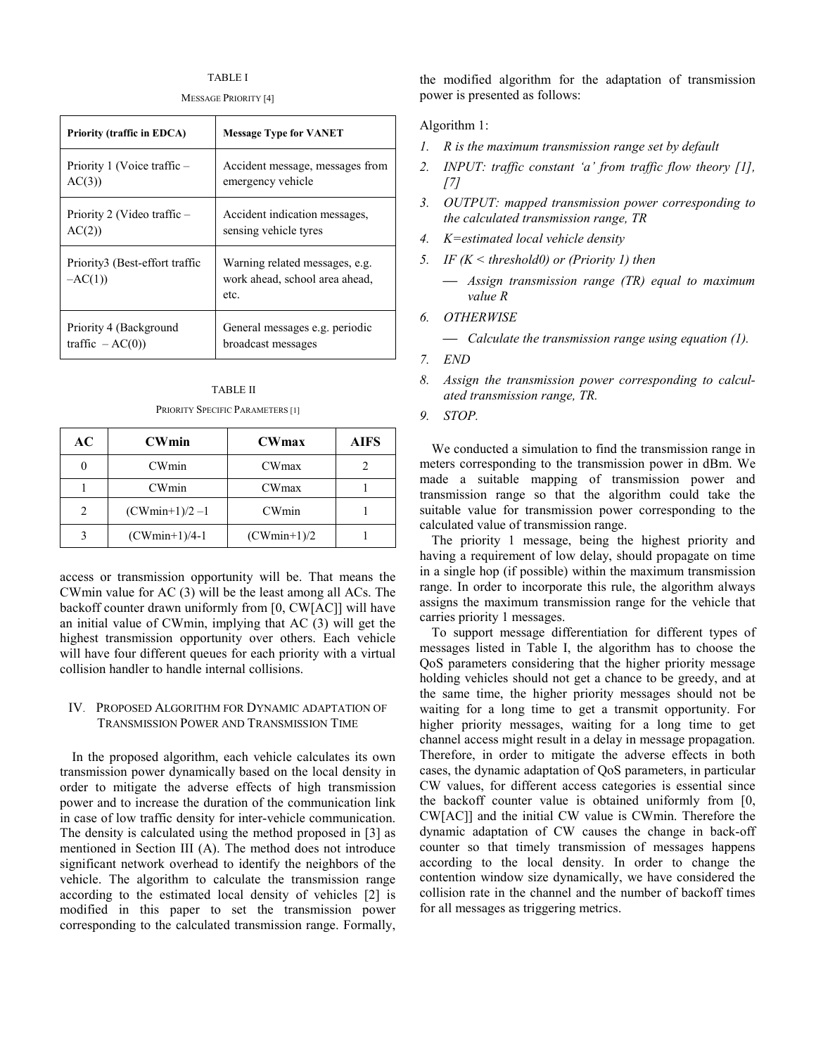TABLE I

MESSAGE PRIORITY [4]

| Priority (traffic in EDCA) | Message Type for VANET |
| --- | --- |
| Priority 1 (Voice traffic – AC(3)) | Accident message, messages from emergency vehicle |
| Priority 2 (Video traffic – AC(2)) | Accident indication messages, sensing vehicle tyres |
| Priority3 (Best-effort traffic –AC(1)) | Warning related messages, e.g. work ahead, school area ahead, etc. |
| Priority 4 (Background traffic – AC(0)) | General messages e.g. periodic broadcast messages |

TABLE II

PRIORITY SPECIFIC PARAMETERS [1]

| AC | CWmin | CWmax | AIFS |
| --- | --- | --- | --- |
| 0 | CWmin | CWmax | 2 |
| 1 | CWmin | CWmax | 1 |
| 2 | (CWmin+1)/2 –1 | CWmin | 1 |
| 3 | (CWmin+1)/4-1 | (CWmin+1)/2 | 1 |

access or transmission opportunity will be. That means the CWmin value for AC (3) will be the least among all ACs. The backoff counter drawn uniformly from [0, CW[AC]] will have an initial value of CWmin, implying that AC (3) will get the highest transmission opportunity over others. Each vehicle will have four different queues for each priority with a virtual collision handler to handle internal collisions.

## IV. PROPOSED ALGORITHM FOR DYNAMIC ADAPTATION OF TRANSMISSION POWER AND TRANSMISSION TIME

In the proposed algorithm, each vehicle calculates its own transmission power dynamically based on the local density in order to mitigate the adverse effects of high transmission power and to increase the duration of the communication link in case of low traffic density for inter-vehicle communication. The density is calculated using the method proposed in [3] as mentioned in Section III (A). The method does not introduce significant network overhead to identify the neighbors of the vehicle. The algorithm to calculate the transmission range according to the estimated local density of vehicles [2] is modified in this paper to set the transmission power corresponding to the calculated transmission range. Formally, the modified algorithm for the adaptation of transmission power is presented as follows:

Algorithm 1:

1. *R is the maximum transmission range set by default*
2. *INPUT: traffic constant 'a' from traffic flow theory [1], [7]*
3. *OUTPUT: mapped transmission power corresponding to the calculated transmission range, TR*
4. *K=estimated local vehicle density*
5. *IF (K < threshold0) or (Priority 1) then*
   - *Assign transmission range (TR) equal to maximum value R*
6. *OTHERWISE*
   - *Calculate the transmission range using equation (1).*
7. *END*
8. *Assign the transmission power corresponding to calculated transmission range, TR.*
9. *STOP.*

We conducted a simulation to find the transmission range in meters corresponding to the transmission power in dBm. We made a suitable mapping of transmission power and transmission range so that the algorithm could take the suitable value for transmission power corresponding to the calculated value of transmission range.

The priority 1 message, being the highest priority and having a requirement of low delay, should propagate on time in a single hop (if possible) within the maximum transmission range. In order to incorporate this rule, the algorithm always assigns the maximum transmission range for the vehicle that carries priority 1 messages.

To support message differentiation for different types of messages listed in Table I, the algorithm has to choose the QoS parameters considering that the higher priority message holding vehicles should not get a chance to be greedy, and at the same time, the higher priority messages should not be waiting for a long time to get a transmit opportunity. For higher priority messages, waiting for a long time to get channel access might result in a delay in message propagation. Therefore, in order to mitigate the adverse effects in both cases, the dynamic adaptation of QoS parameters, in particular CW values, for different access categories is essential since the backoff counter value is obtained uniformly from [0, CW[AC]] and the initial CW value is CWmin. Therefore the dynamic adaptation of CW causes the change in back-off counter so that timely transmission of messages happens according to the local density. In order to change the contention window size dynamically, we have considered the collision rate in the channel and the number of backoff times for all messages as triggering metrics.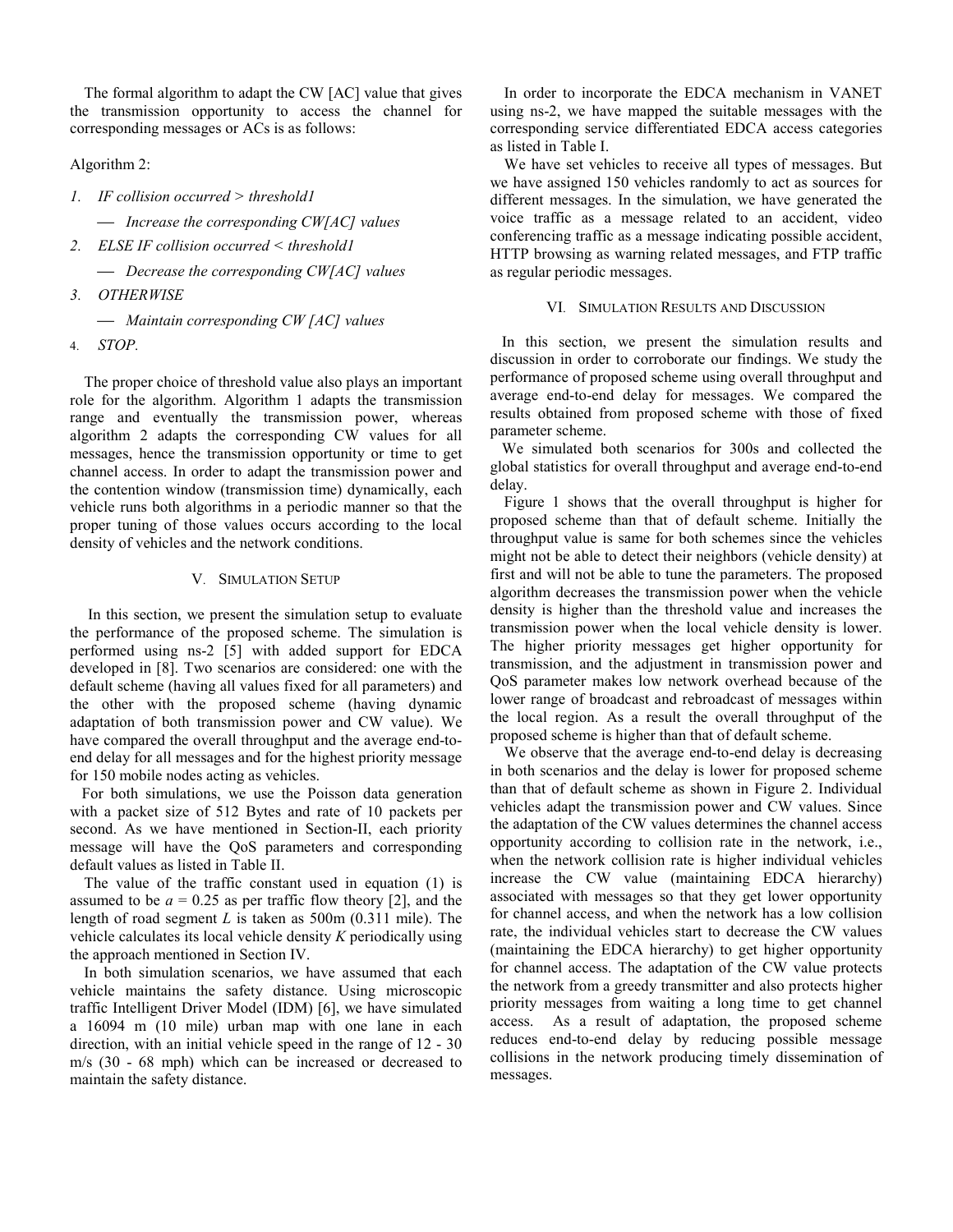The formal algorithm to adapt the CW [AC] value that gives the transmission opportunity to access the channel for corresponding messages or ACs is as follows:

Algorithm 2:

1. *IF collision occurred > threshold1*

   — *Increase the corresponding CW[AC] values*

2. *ELSE IF collision occurred < threshold1*

   — *Decrease the corresponding CW[AC] values*

3. *OTHERWISE*

   — *Maintain corresponding CW [AC] values*

4. *STOP.*

The proper choice of threshold value also plays an important role for the algorithm. Algorithm 1 adapts the transmission range and eventually the transmission power, whereas algorithm 2 adapts the corresponding CW values for all messages, hence the transmission opportunity or time to get channel access. In order to adapt the transmission power and the contention window (transmission time) dynamically, each vehicle runs both algorithms in a periodic manner so that the proper tuning of those values occurs according to the local density of vehicles and the network conditions.

## V. Simulation Setup

In this section, we present the simulation setup to evaluate the performance of the proposed scheme. The simulation is performed using ns-2 [5] with added support for EDCA developed in [8]. Two scenarios are considered: one with the default scheme (having all values fixed for all parameters) and the other with the proposed scheme (having dynamic adaptation of both transmission power and CW value). We have compared the overall throughput and the average end-to-end delay for all messages and for the highest priority message for 150 mobile nodes acting as vehicles.

For both simulations, we use the Poisson data generation with a packet size of 512 Bytes and rate of 10 packets per second. As we have mentioned in Section-II, each priority message will have the QoS parameters and corresponding default values as listed in Table II.

The value of the traffic constant used in equation (1) is assumed to be $a = 0.25$ as per traffic flow theory [2], and the length of road segment $L$ is taken as 500m (0.311 mile). The vehicle calculates its local vehicle density $K$ periodically using the approach mentioned in Section IV.

In both simulation scenarios, we have assumed that each vehicle maintains the safety distance. Using microscopic traffic Intelligent Driver Model (IDM) [6], we have simulated a 16094 m (10 mile) urban map with one lane in each direction, with an initial vehicle speed in the range of 12 - 30 m/s (30 - 68 mph) which can be increased or decreased to maintain the safety distance.

In order to incorporate the EDCA mechanism in VANET using ns-2, we have mapped the suitable messages with the corresponding service differentiated EDCA access categories as listed in Table I.

We have set vehicles to receive all types of messages. But we have assigned 150 vehicles randomly to act as sources for different messages. In the simulation, we have generated the voice traffic as a message related to an accident, video conferencing traffic as a message indicating possible accident, HTTP browsing as warning related messages, and FTP traffic as regular periodic messages.

## VI. Simulation Results and Discussion

In this section, we present the simulation results and discussion in order to corroborate our findings. We study the performance of proposed scheme using overall throughput and average end-to-end delay for messages. We compared the results obtained from proposed scheme with those of fixed parameter scheme.

We simulated both scenarios for 300s and collected the global statistics for overall throughput and average end-to-end delay.

Figure 1 shows that the overall throughput is higher for proposed scheme than that of default scheme. Initially the throughput value is same for both schemes since the vehicles might not be able to detect their neighbors (vehicle density) at first and will not be able to tune the parameters. The proposed algorithm decreases the transmission power when the vehicle density is higher than the threshold value and increases the transmission power when the local vehicle density is lower. The higher priority messages get higher opportunity for transmission, and the adjustment in transmission power and QoS parameter makes low network overhead because of the lower range of broadcast and rebroadcast of messages within the local region. As a result the overall throughput of the proposed scheme is higher than that of default scheme.

We observe that the average end-to-end delay is decreasing in both scenarios and the delay is lower for proposed scheme than that of default scheme as shown in Figure 2. Individual vehicles adapt the transmission power and CW values. Since the adaptation of the CW values determines the channel access opportunity according to collision rate in the network, i.e., when the network collision rate is higher individual vehicles increase the CW value (maintaining EDCA hierarchy) associated with messages so that they get lower opportunity for channel access, and when the network has a low collision rate, the individual vehicles start to decrease the CW values (maintaining the EDCA hierarchy) to get higher opportunity for channel access. The adaptation of the CW value protects the network from a greedy transmitter and also protects higher priority messages from waiting a long time to get channel access. As a result of adaptation, the proposed scheme reduces end-to-end delay by reducing possible message collisions in the network producing timely dissemination of messages.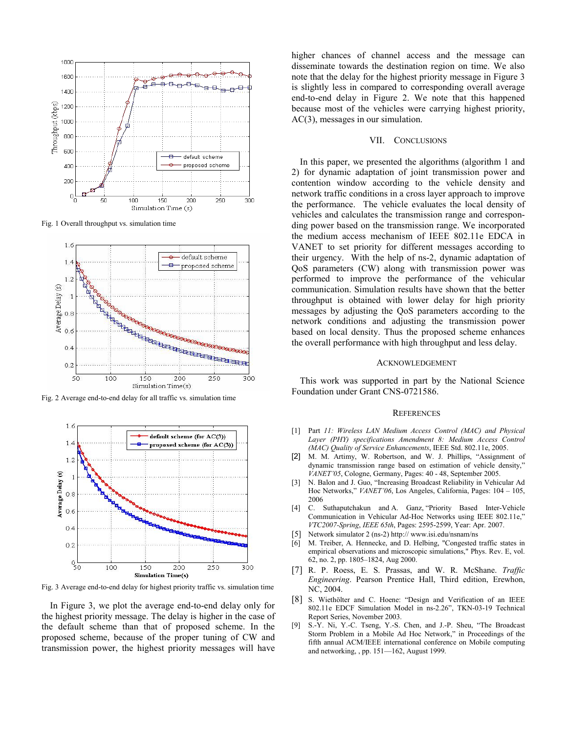1800
1600
1400
1200
1000
800
600
400
200
0
Throughput (kbps)
0 50 100 150 200 250 300
Simulation Time (s)
default scheme
proposed scheme

Fig. 1 Overall throughput vs. simulation time

1.6
1.4
1.2
1
0.8
0.6
0.4
0.2
Average Delay (s)
50 100 150 200 250 300
Simulation Time(s)
default scheme
proposed scheme

Fig. 2 Average end-to-end delay for all traffic vs. simulation time

1.6
1.4
1.2
1
0.8
0.6
0.4
0.2
0
Average Delay (s)
50 100 150 200 250 300
Simulation Time(s)
default scheme (for AC(3))
proposed scheme (for AC(3))

Fig. 3 Average end-to-end delay for highest priority traffic vs. simulation time

In Figure 3, we plot the average end-to-end delay only for the highest priority message. The delay is higher in the case of the default scheme than that of proposed scheme. In the proposed scheme, because of the proper tuning of CW and transmission power, the highest priority messages will have higher chances of channel access and the message can disseminate towards the destination region on time. We also note that the delay for the highest priority message in Figure 3 is slightly less in compared to corresponding overall average end-to-end delay in Figure 2. We note that this happened because most of the vehicles were carrying highest priority, AC(3), messages in our simulation.

## VII. CONCLUSIONS

In this paper, we presented the algorithms (algorithm 1 and 2) for dynamic adaptation of joint transmission power and contention window according to the vehicle density and network traffic conditions in a cross layer approach to improve the performance. The vehicle evaluates the local density of vehicles and calculates the transmission range and corresponding power based on the transmission range. We incorporated the medium access mechanism of IEEE 802.11e EDCA in VANET to set priority for different messages according to their urgency. With the help of ns-2, dynamic adaptation of QoS parameters (CW) along with transmission power was performed to improve the performance of the vehicular communication. Simulation results have shown that the better throughput is obtained with lower delay for high priority messages by adjusting the QoS parameters according to the network conditions and adjusting the transmission power based on local density. Thus the proposed scheme enhances the overall performance with high throughput and less delay.

## ACKNOWLEDGEMENT

This work was supported in part by the National Science Foundation under Grant CNS-0721586.

## REFERENCES

[1] Part *11: Wireless LAN Medium Access Control (MAC) and Physical Layer (PHY) specifications Amendment 8: Medium Access Control (MAC) Quality of Service Enhancements*, IEEE Std. 802.11e, 2005.

[2] M. M. Artimy, W. Robertson, and W. J. Phillips, "Assignment of dynamic transmission range based on estimation of vehicle density," *VANET'05*, Cologne, Germany, Pages: 40 - 48, September 2005.

[3] N. Balon and J. Guo, "Increasing Broadcast Reliability in Vehicular Ad Hoc Networks," *VANET'06*, Los Angeles, California, Pages: 104 – 105, 2006

[4] C. Suthaputchakun and A. Ganz, "Priority Based Inter-Vehicle Communication in Vehicular Ad-Hoc Networks using IEEE 802.11e," *VTC2007-Spring*, *IEEE 65th*, Pages: 2595-2599, Year: Apr. 2007.

[5] Network simulator 2 (ns-2) http:// www.isi.edu/nsnam/ns

[6] M. Treiber, A. Hennecke, and D. Helbing, "Congested traffic states in empirical observations and microscopic simulations," Phys. Rev. E, vol. 62, no. 2, pp. 1805–1824, Aug 2000.

[7] R. P. Roess, E. S. Prassas, and W. R. McShane. *Traffic Engineering*. Pearson Prentice Hall, Third edition, Erewhon, NC, 2004.

[8] S. Wiethölter and C. Hoene: "Design and Verification of an IEEE 802.11e EDCF Simulation Model in ns-2.26", TKN-03-19 Technical Report Series, November 2003.

[9] S.-Y. Ni, Y.-C. Tseng, Y.-S. Chen, and J.-P. Sheu, "The Broadcast Storm Problem in a Mobile Ad Hoc Network," in Proceedings of the fifth annual ACM/IEEE international conference on Mobile computing and networking, , pp. 151—162, August 1999.